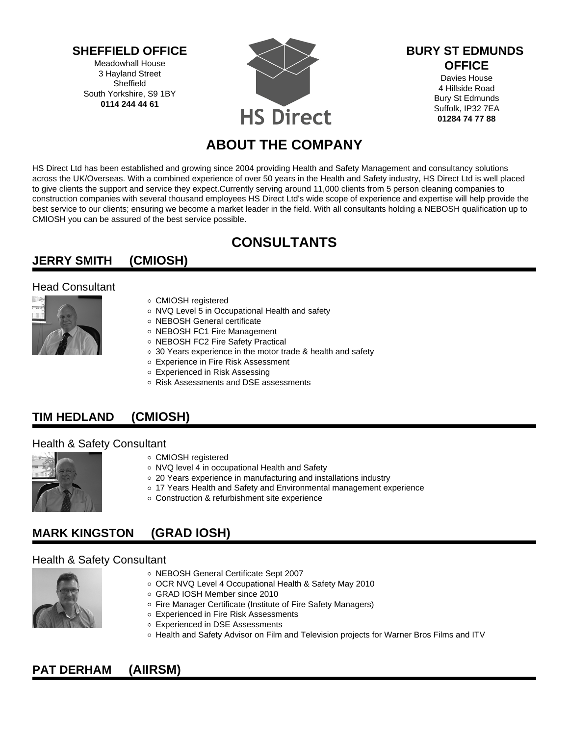**SHEFFIELD OFFICE**
Meadowhall House
3 Hayland Street
Sheffield
South Yorkshire, S9 1BY
**0114 244 44 61**

HS Direct

**BURY ST EDMUNDS OFFICE**
Davies House
4 Hillside Road
Bury St Edmunds
Suffolk, IP32 7EA
**01284 74 77 88**

# ABOUT THE COMPANY

HS Direct Ltd has been established and growing since 2004 providing Health and Safety Management and consultancy solutions across the UK/Overseas. With a combined experience of over 50 years in the Health and Safety industry, HS Direct Ltd is well placed to give clients the support and service they expect.Currently serving around 11,000 clients from 5 person cleaning companies to construction companies with several thousand employees HS Direct Ltd's wide scope of experience and expertise will help provide the best service to our clients; ensuring we become a market leader in the field. With all consultants holding a NEBOSH qualification up to CMIOSH you can be assured of the best service possible.

# CONSULTANTS

## JERRY SMITH (CMIOSH)

Head Consultant

- CMIOSH registered
- NVQ Level 5 in Occupational Health and safety
- NEBOSH General certificate
- NEBOSH FC1 Fire Management
- NEBOSH FC2 Fire Safety Practical
- 30 Years experience in the motor trade & health and safety
- Experience in Fire Risk Assessment
- Experienced in Risk Assessing
- Risk Assessments and DSE assessments

## TIM HEDLAND (CMIOSH)

Health & Safety Consultant

- CMIOSH registered
- NVQ level 4 in occupational Health and Safety
- 20 Years experience in manufacturing and installations industry
- 17 Years Health and Safety and Environmental management experience
- Construction & refurbishment site experience

## MARK KINGSTON (GRAD IOSH)

Health & Safety Consultant

- NEBOSH General Certificate Sept 2007
- OCR NVQ Level 4 Occupational Health & Safety May 2010
- GRAD IOSH Member since 2010
- Fire Manager Certificate (Institute of Fire Safety Managers)
- Experienced in Fire Risk Assessments
- Experienced in DSE Assessments
- Health and Safety Advisor on Film and Television projects for Warner Bros Films and ITV

## PAT DERHAM (AIIRSM)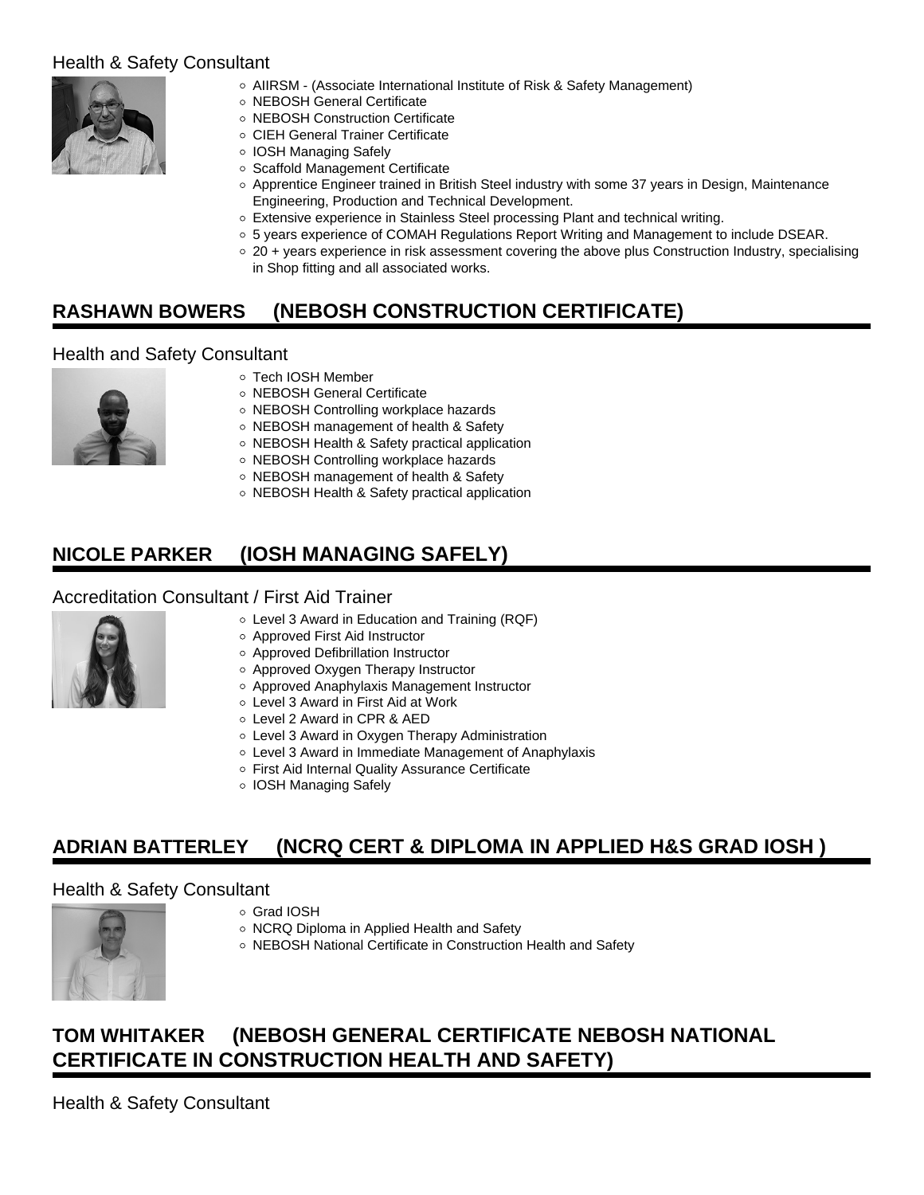Health & Safety Consultant

- AIIRSM - (Associate International Institute of Risk & Safety Management)
- NEBOSH General Certificate
- NEBOSH Construction Certificate
- CIEH General Trainer Certificate
- IOSH Managing Safely
- Scaffold Management Certificate
- Apprentice Engineer trained in British Steel industry with some 37 years in Design, Maintenance Engineering, Production and Technical Development.
- Extensive experience in Stainless Steel processing Plant and technical writing.
- 5 years experience of COMAH Regulations Report Writing and Management to include DSEAR.
- 20 + years experience in risk assessment covering the above plus Construction Industry, specialising in Shop fitting and all associated works.

## RASHAWN BOWERS (NEBOSH CONSTRUCTION CERTIFICATE)

Health and Safety Consultant

- Tech IOSH Member
- NEBOSH General Certificate
- NEBOSH Controlling workplace hazards
- NEBOSH management of health & Safety
- NEBOSH Health & Safety practical application
- NEBOSH Controlling workplace hazards
- NEBOSH management of health & Safety
- NEBOSH Health & Safety practical application

## NICOLE PARKER (IOSH MANAGING SAFELY)

Accreditation Consultant / First Aid Trainer

- Level 3 Award in Education and Training (RQF)
- Approved First Aid Instructor
- Approved Defibrillation Instructor
- Approved Oxygen Therapy Instructor
- Approved Anaphylaxis Management Instructor
- Level 3 Award in First Aid at Work
- Level 2 Award in CPR & AED
- Level 3 Award in Oxygen Therapy Administration
- Level 3 Award in Immediate Management of Anaphylaxis
- First Aid Internal Quality Assurance Certificate
- IOSH Managing Safely

## ADRIAN BATTERLEY (NCRQ CERT & DIPLOMA IN APPLIED H&S GRAD IOSH )

Health & Safety Consultant

- Grad IOSH
- NCRQ Diploma in Applied Health and Safety
- NEBOSH National Certificate in Construction Health and Safety

## TOM WHITAKER (NEBOSH GENERAL CERTIFICATE NEBOSH NATIONAL CERTIFICATE IN CONSTRUCTION HEALTH AND SAFETY)

Health & Safety Consultant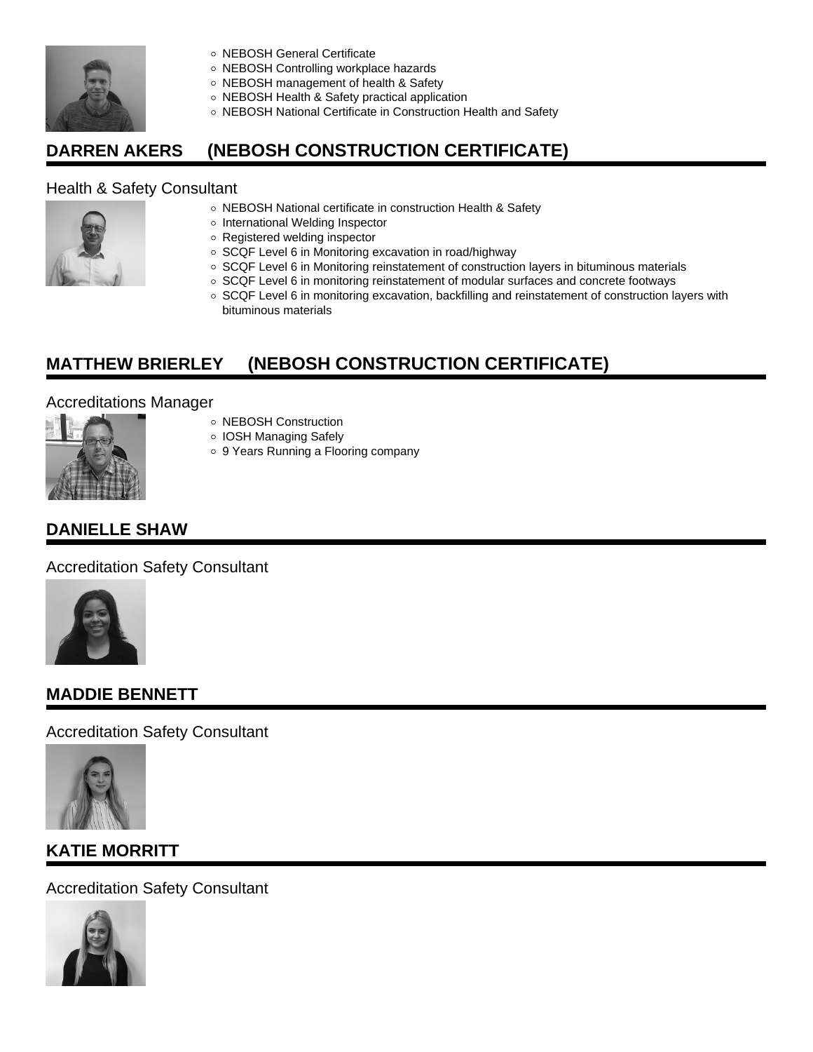- NEBOSH General Certificate
- NEBOSH Controlling workplace hazards
- NEBOSH management of health & Safety
- NEBOSH Health & Safety practical application
- NEBOSH National Certificate in Construction Health and Safety

## DARREN AKERS (NEBOSH CONSTRUCTION CERTIFICATE)

Health & Safety Consultant

- NEBOSH National certificate in construction Health & Safety
- International Welding Inspector
- Registered welding inspector
- SCQF Level 6 in Monitoring excavation in road/highway
- SCQF Level 6 in Monitoring reinstatement of construction layers in bituminous materials
- SCQF Level 6 in monitoring reinstatement of modular surfaces and concrete footways
- SCQF Level 6 in monitoring excavation, backfilling and reinstatement of construction layers with bituminous materials

## MATTHEW BRIERLEY (NEBOSH CONSTRUCTION CERTIFICATE)

Accreditations Manager

- NEBOSH Construction
- IOSH Managing Safely
- 9 Years Running a Flooring company

## DANIELLE SHAW

Accreditation Safety Consultant

## MADDIE BENNETT

Accreditation Safety Consultant

## KATIE MORRITT

Accreditation Safety Consultant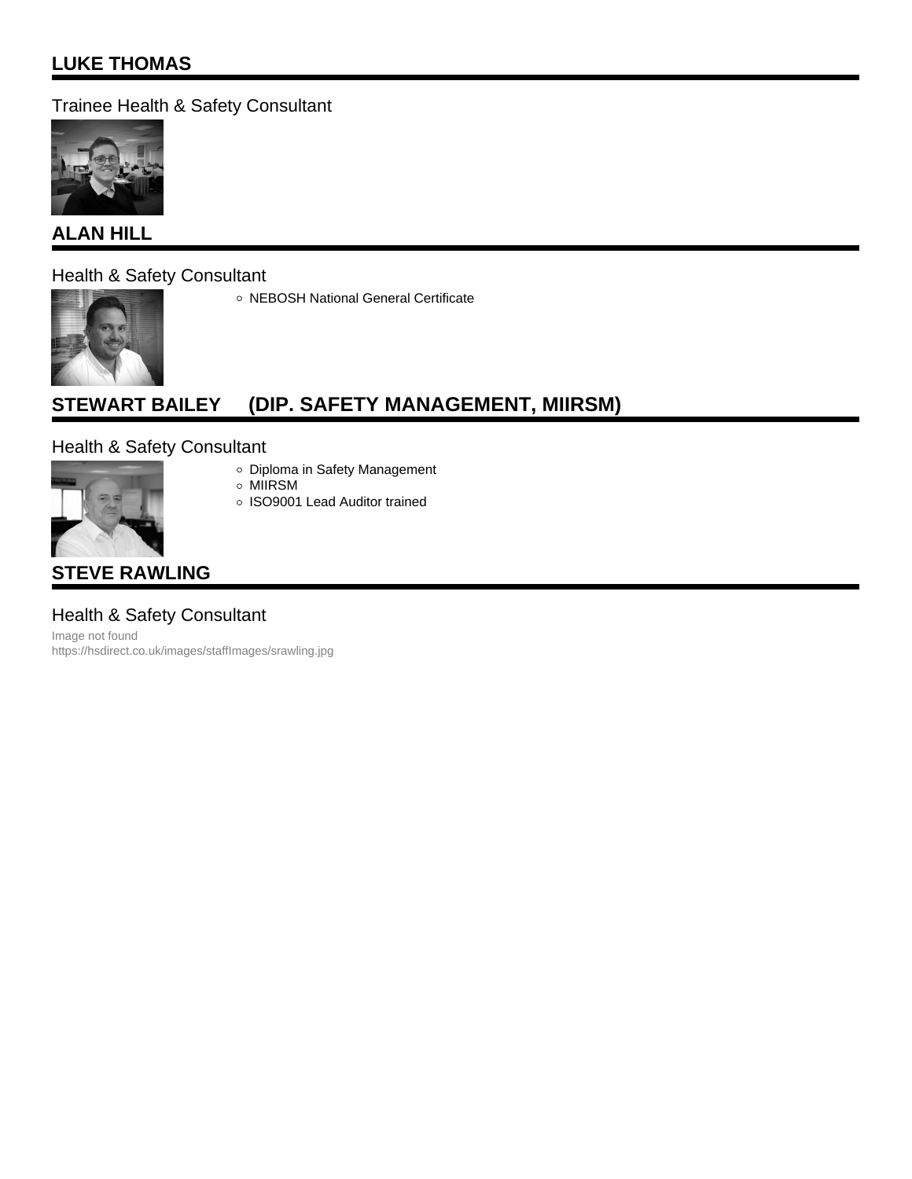## LUKE THOMAS

Trainee Health & Safety Consultant

## ALAN HILL

Health & Safety Consultant

- NEBOSH National General Certificate

## STEWART BAILEY (DIP. SAFETY MANAGEMENT, MIIRSM)

Health & Safety Consultant

- Diploma in Safety Management
- MIIRSM
- ISO9001 Lead Auditor trained

## STEVE RAWLING

Health & Safety Consultant

Image not found
https://hsdirect.co.uk/images/staffImages/srawling.jpg